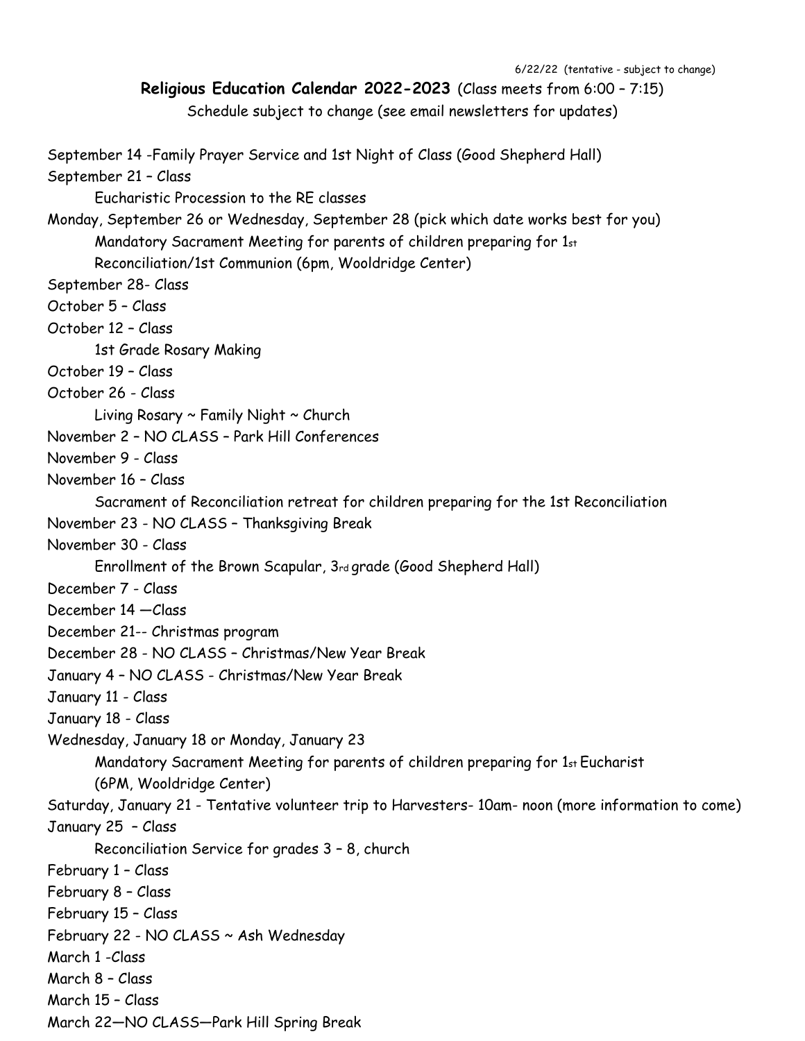6/22/22 (tentative - subject to change)

**Religious Education Calendar 2022-2023** (Class meets from 6:00 – 7:15)

Schedule subject to change (see email newsletters for updates)

September 14 -Family Prayer Service and 1st Night of Class (Good Shepherd Hall)

September 21 – Class
  Eucharistic Procession to the RE classes

Monday, September 26 or Wednesday, September 28 (pick which date works best for you)
  Mandatory Sacrament Meeting for parents of children preparing for 1st Reconciliation/1st Communion (6pm, Wooldridge Center)

September 28- Class

October 5 – Class

October 12 – Class
  1st Grade Rosary Making

October 19 – Class

October 26 - Class
  Living Rosary ~ Family Night ~ Church

November 2 – NO CLASS – Park Hill Conferences

November 9 - Class

November 16 – Class
  Sacrament of Reconciliation retreat for children preparing for the 1st Reconciliation

November 23 - NO CLASS – Thanksgiving Break

November 30 - Class
  Enrollment of the Brown Scapular, 3rd grade (Good Shepherd Hall)

December 7 - Class

December 14 —Class

December 21-- Christmas program

December 28 - NO CLASS – Christmas/New Year Break

January 4 – NO CLASS - Christmas/New Year Break

January 11 - Class

January 18 - Class

Wednesday, January 18 or Monday, January 23
  Mandatory Sacrament Meeting for parents of children preparing for 1st Eucharist (6PM, Wooldridge Center)

Saturday, January 21 - Tentative volunteer trip to Harvesters- 10am- noon (more information to come)

January 25 – Class
  Reconciliation Service for grades 3 – 8, church

February 1 – Class

February 8 – Class

February 15 – Class

February 22 - NO CLASS ~ Ash Wednesday

March 1 -Class

March 8 – Class

March 15 – Class

March 22—NO CLASS—Park Hill Spring Break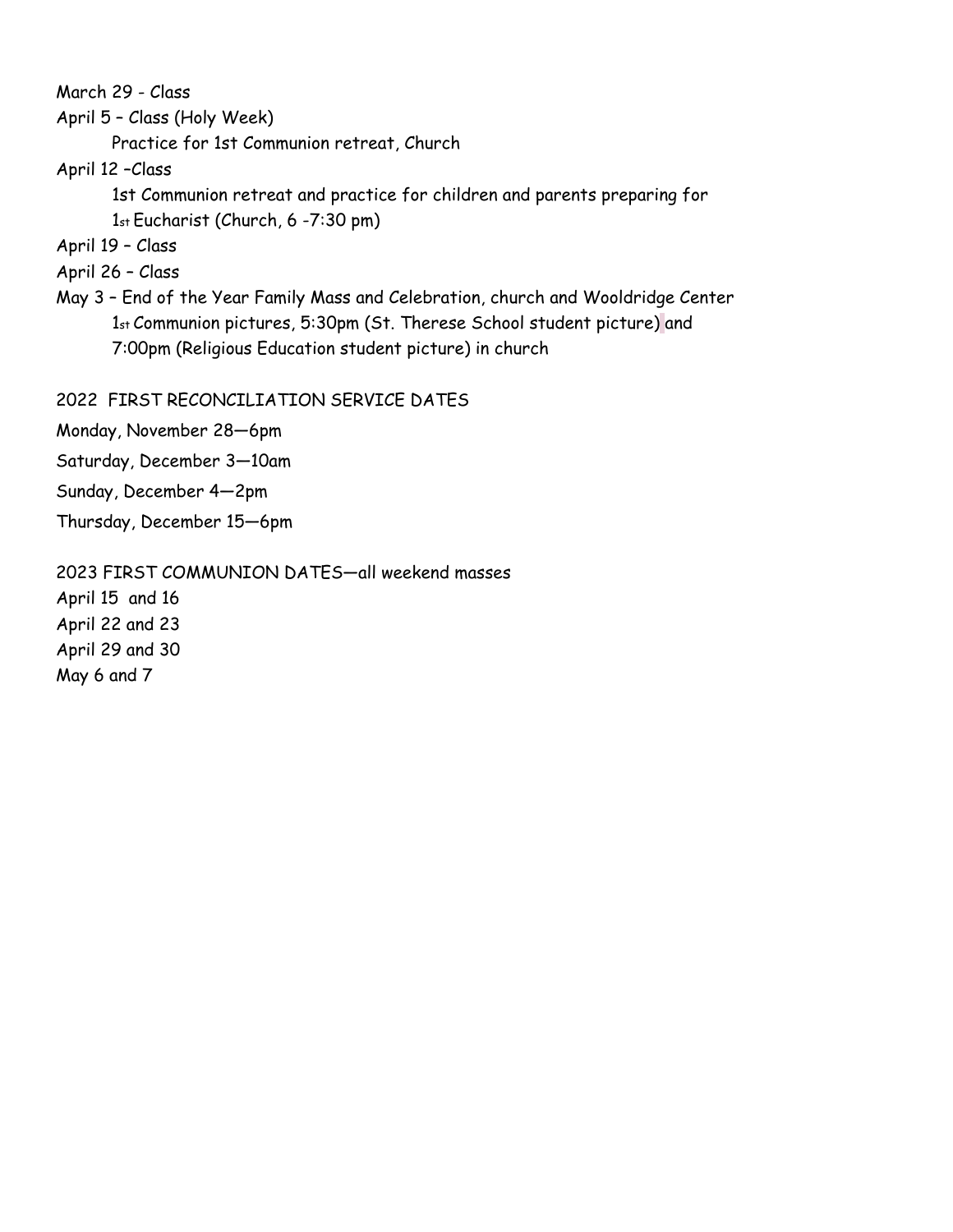March 29 - Class

April 5 – Class (Holy Week)

Practice for 1st Communion retreat, Church

April 12 –Class

1st Communion retreat and practice for children and parents preparing for 1st Eucharist (Church, 6 -7:30 pm)

April 19 – Class

April 26 – Class

May 3 – End of the Year Family Mass and Celebration, church and Wooldridge Center

1st Communion pictures, 5:30pm (St. Therese School student picture) and 7:00pm (Religious Education student picture) in church

2022 FIRST RECONCILIATION SERVICE DATES

Monday, November 28—6pm

Saturday, December 3—10am

Sunday, December 4—2pm

Thursday, December 15—6pm

2023 FIRST COMMUNION DATES—all weekend masses

April 15 and 16

April 22 and 23

April 29 and 30

May 6 and 7